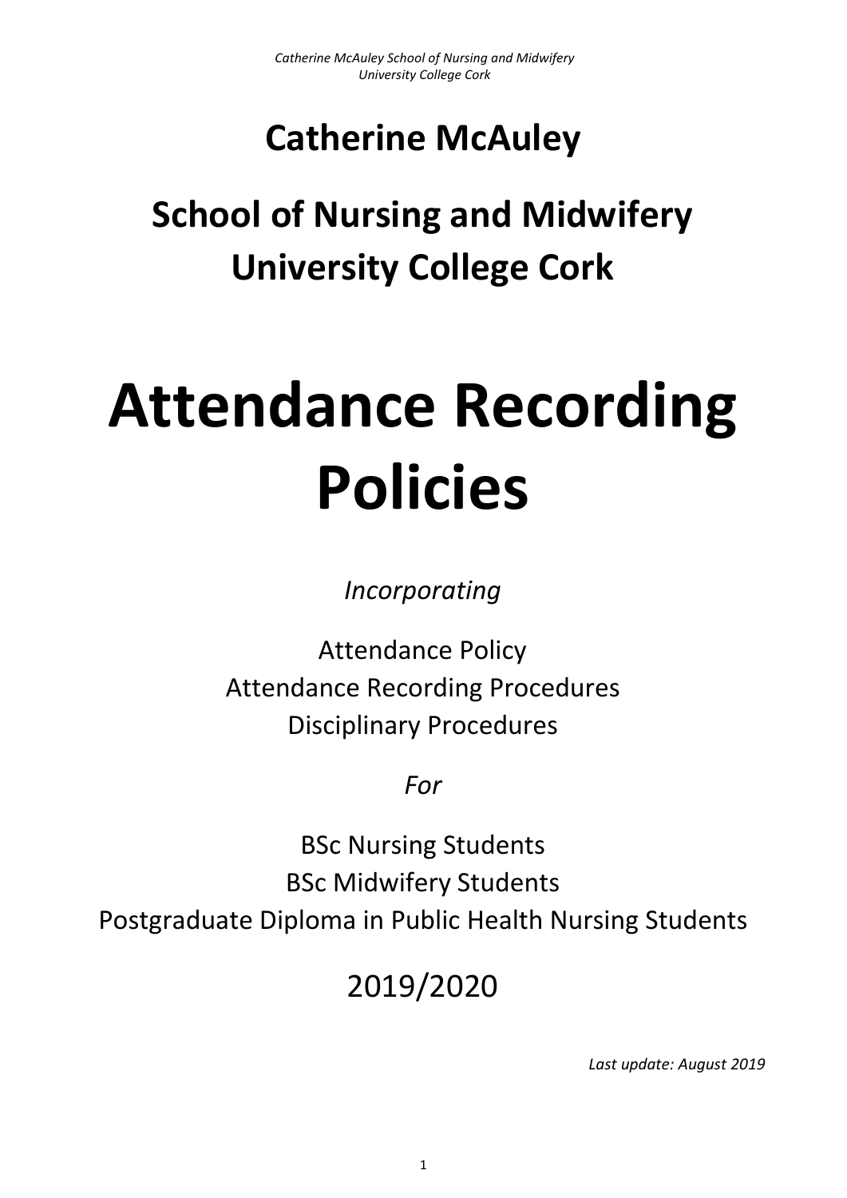# Catherine McAuley

## School of Nursing and Midwifery University College Cork

# Attendance Recording Policies

*Incorporating*

Attendance Policy
Attendance Recording Procedures
Disciplinary Procedures

*For*

BSc Nursing Students
BSc Midwifery Students
Postgraduate Diploma in Public Health Nursing Students

2019/2020

*Last update: August 2019*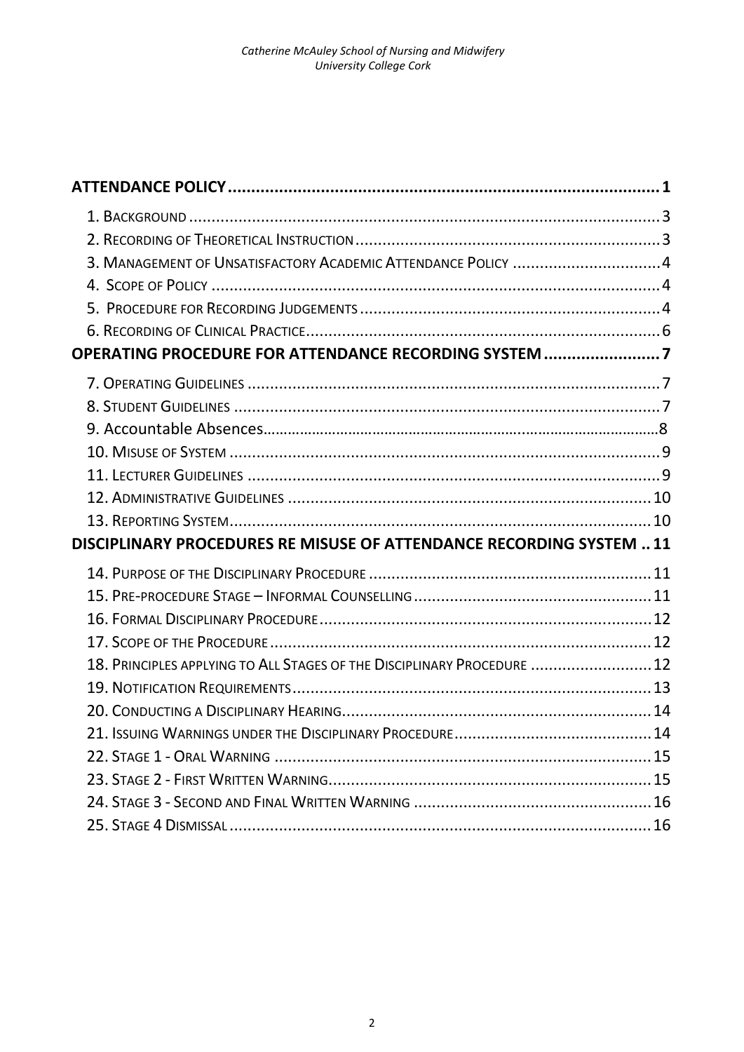**ATTENDANCE POLICY** ........................................................................................ 1

1. BACKGROUND ........................................................................................ 3
2. RECORDING OF THEORETICAL INSTRUCTION ........................................................................................ 3
3. MANAGEMENT OF UNSATISFACTORY ACADEMIC ATTENDANCE POLICY ........................................................................................ 4
4. SCOPE OF POLICY ........................................................................................ 4
5. PROCEDURE FOR RECORDING JUDGEMENTS ........................................................................................ 4
6. RECORDING OF CLINICAL PRACTICE ........................................................................................ 6

**OPERATING PROCEDURE FOR ATTENDANCE RECORDING SYSTEM** ........................................................................................ 7

7. OPERATING GUIDELINES ........................................................................................ 7
8. STUDENT GUIDELINES ........................................................................................ 7
9. Accountable Absences ........................................................................................ 8
10. MISUSE OF SYSTEM ........................................................................................ 9
11. LECTURER GUIDELINES ........................................................................................ 9
12. ADMINISTRATIVE GUIDELINES ........................................................................................ 10
13. REPORTING SYSTEM ........................................................................................ 10

**DISCIPLINARY PROCEDURES RE MISUSE OF ATTENDANCE RECORDING SYSTEM** .. 11

14. PURPOSE OF THE DISCIPLINARY PROCEDURE ........................................................................................ 11
15. PRE-PROCEDURE STAGE – INFORMAL COUNSELLING ........................................................................................ 11
16. FORMAL DISCIPLINARY PROCEDURE ........................................................................................ 12
17. SCOPE OF THE PROCEDURE ........................................................................................ 12
18. PRINCIPLES APPLYING TO ALL STAGES OF THE DISCIPLINARY PROCEDURE ........................................................................................ 12
19. NOTIFICATION REQUIREMENTS ........................................................................................ 13
20. CONDUCTING A DISCIPLINARY HEARING ........................................................................................ 14
21. ISSUING WARNINGS UNDER THE DISCIPLINARY PROCEDURE ........................................................................................ 14
22. STAGE 1 - ORAL WARNING ........................................................................................ 15
23. STAGE 2 - FIRST WRITTEN WARNING ........................................................................................ 15
24. STAGE 3 - SECOND AND FINAL WRITTEN WARNING ........................................................................................ 16
25. STAGE 4 DISMISSAL ........................................................................................ 16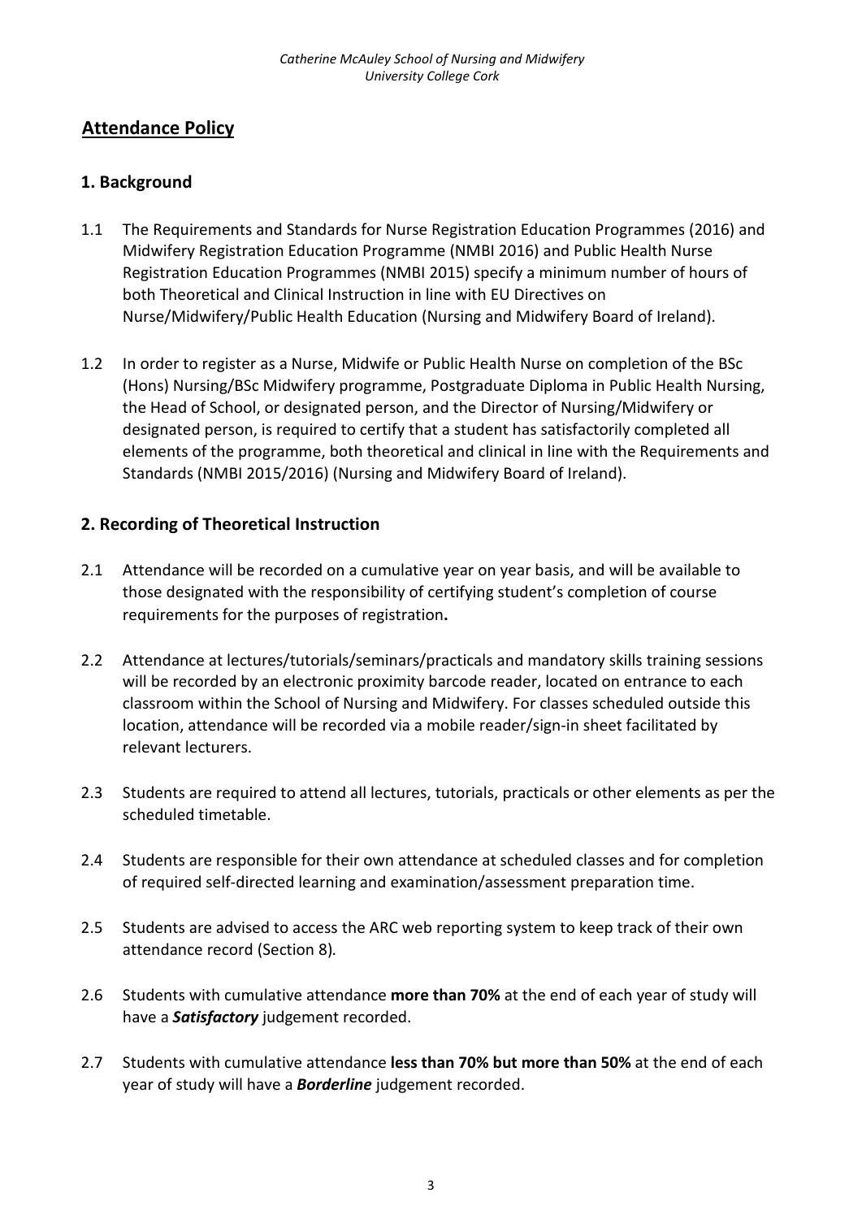## Attendance Policy

### 1. Background

1.1 The Requirements and Standards for Nurse Registration Education Programmes (2016) and Midwifery Registration Education Programme (NMBI 2016) and Public Health Nurse Registration Education Programmes (NMBI 2015) specify a minimum number of hours of both Theoretical and Clinical Instruction in line with EU Directives on Nurse/Midwifery/Public Health Education (Nursing and Midwifery Board of Ireland).

1.2 In order to register as a Nurse, Midwife or Public Health Nurse on completion of the BSc (Hons) Nursing/BSc Midwifery programme, Postgraduate Diploma in Public Health Nursing, the Head of School, or designated person, and the Director of Nursing/Midwifery or designated person, is required to certify that a student has satisfactorily completed all elements of the programme, both theoretical and clinical in line with the Requirements and Standards (NMBI 2015/2016) (Nursing and Midwifery Board of Ireland).

### 2. Recording of Theoretical Instruction

2.1 Attendance will be recorded on a cumulative year on year basis, and will be available to those designated with the responsibility of certifying student's completion of course requirements for the purposes of registration**.**

2.2 Attendance at lectures/tutorials/seminars/practicals and mandatory skills training sessions will be recorded by an electronic proximity barcode reader, located on entrance to each classroom within the School of Nursing and Midwifery. For classes scheduled outside this location, attendance will be recorded via a mobile reader/sign-in sheet facilitated by relevant lecturers.

2.3 Students are required to attend all lectures, tutorials, practicals or other elements as per the scheduled timetable.

2.4 Students are responsible for their own attendance at scheduled classes and for completion of required self-directed learning and examination/assessment preparation time.

2.5 Students are advised to access the ARC web reporting system to keep track of their own attendance record (Section 8)*.*

2.6 Students with cumulative attendance **more than 70%** at the end of each year of study will have a ***Satisfactory*** judgement recorded.

2.7 Students with cumulative attendance **less than 70% but more than 50%** at the end of each year of study will have a ***Borderline*** judgement recorded.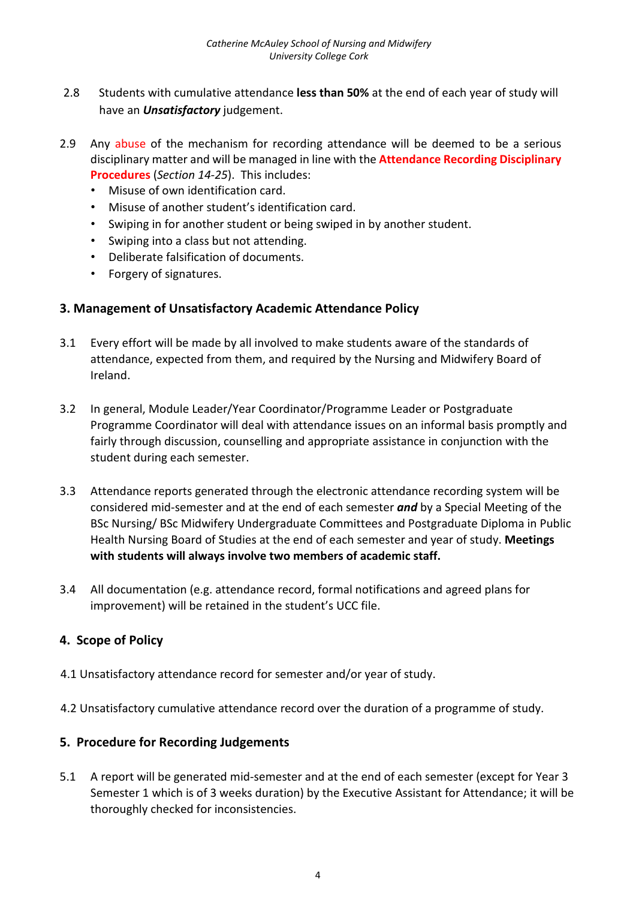2.8 Students with cumulative attendance **less than 50%** at the end of each year of study will have an ***Unsatisfactory*** judgement.

2.9 Any abuse of the mechanism for recording attendance will be deemed to be a serious disciplinary matter and will be managed in line with the **Attendance Recording Disciplinary Procedures** (*Section 14-25*). This includes:

- Misuse of own identification card.
- Misuse of another student's identification card.
- Swiping in for another student or being swiped in by another student.
- Swiping into a class but not attending.
- Deliberate falsification of documents.
- Forgery of signatures.

## 3. Management of Unsatisfactory Academic Attendance Policy

3.1 Every effort will be made by all involved to make students aware of the standards of attendance, expected from them, and required by the Nursing and Midwifery Board of Ireland.

3.2 In general, Module Leader/Year Coordinator/Programme Leader or Postgraduate Programme Coordinator will deal with attendance issues on an informal basis promptly and fairly through discussion, counselling and appropriate assistance in conjunction with the student during each semester.

3.3 Attendance reports generated through the electronic attendance recording system will be considered mid-semester and at the end of each semester ***and*** by a Special Meeting of the BSc Nursing/ BSc Midwifery Undergraduate Committees and Postgraduate Diploma in Public Health Nursing Board of Studies at the end of each semester and year of study. **Meetings with students will always involve two members of academic staff.**

3.4 All documentation (e.g. attendance record, formal notifications and agreed plans for improvement) will be retained in the student's UCC file.

## 4. Scope of Policy

4.1 Unsatisfactory attendance record for semester and/or year of study.

4.2 Unsatisfactory cumulative attendance record over the duration of a programme of study.

## 5. Procedure for Recording Judgements

5.1 A report will be generated mid-semester and at the end of each semester (except for Year 3 Semester 1 which is of 3 weeks duration) by the Executive Assistant for Attendance; it will be thoroughly checked for inconsistencies.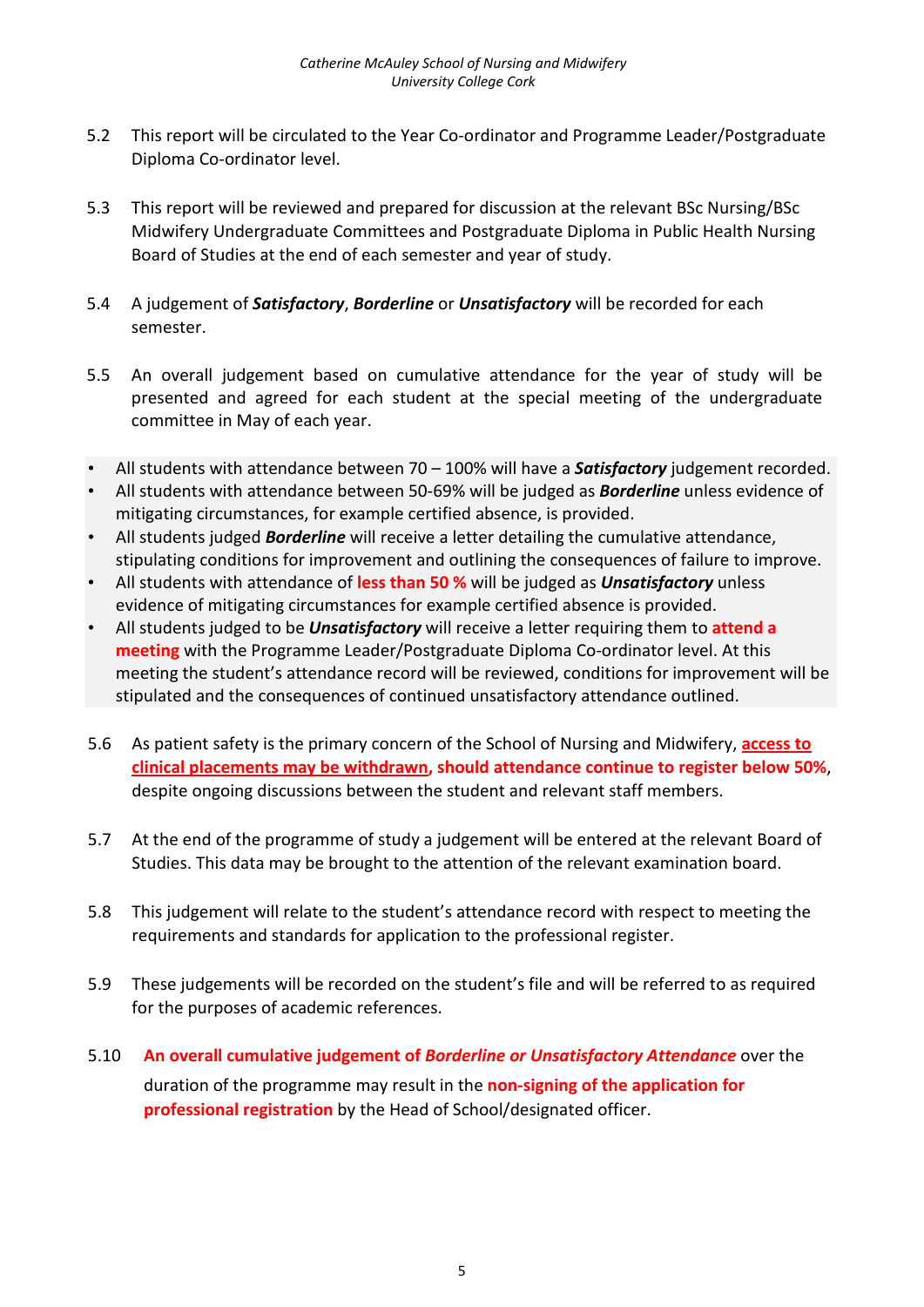5.2 This report will be circulated to the Year Co-ordinator and Programme Leader/Postgraduate Diploma Co-ordinator level.

5.3 This report will be reviewed and prepared for discussion at the relevant BSc Nursing/BSc Midwifery Undergraduate Committees and Postgraduate Diploma in Public Health Nursing Board of Studies at the end of each semester and year of study.

5.4 A judgement of ***Satisfactory***, ***Borderline*** or ***Unsatisfactory*** will be recorded for each semester.

5.5 An overall judgement based on cumulative attendance for the year of study will be presented and agreed for each student at the special meeting of the undergraduate committee in May of each year.

- All students with attendance between 70 – 100% will have a ***Satisfactory*** judgement recorded.
- All students with attendance between 50-69% will be judged as ***Borderline*** unless evidence of mitigating circumstances, for example certified absence, is provided.
- All students judged ***Borderline*** will receive a letter detailing the cumulative attendance, stipulating conditions for improvement and outlining the consequences of failure to improve.
- All students with attendance of **less than 50 %** will be judged as ***Unsatisfactory*** unless evidence of mitigating circumstances for example certified absence is provided.
- All students judged to be ***Unsatisfactory*** will receive a letter requiring them to **attend a meeting** with the Programme Leader/Postgraduate Diploma Co-ordinator level. At this meeting the student's attendance record will be reviewed, conditions for improvement will be stipulated and the consequences of continued unsatisfactory attendance outlined.

5.6 As patient safety is the primary concern of the School of Nursing and Midwifery, **access to clinical placements may be withdrawn, should attendance continue to register below 50%**, despite ongoing discussions between the student and relevant staff members.

5.7 At the end of the programme of study a judgement will be entered at the relevant Board of Studies. This data may be brought to the attention of the relevant examination board.

5.8 This judgement will relate to the student's attendance record with respect to meeting the requirements and standards for application to the professional register.

5.9 These judgements will be recorded on the student's file and will be referred to as required for the purposes of academic references.

5.10 **An overall cumulative judgement of *Borderline or Unsatisfactory Attendance*** over the duration of the programme may result in the **non-signing of the application for professional registration** by the Head of School/designated officer.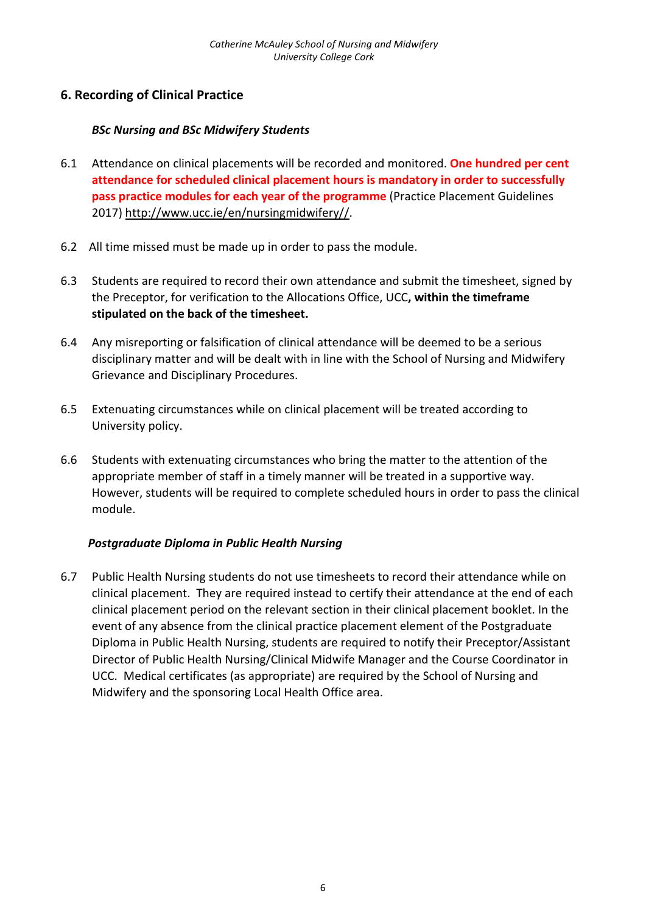## 6. Recording of Clinical Practice

***BSc Nursing and BSc Midwifery Students***

6.1 Attendance on clinical placements will be recorded and monitored. **One hundred per cent attendance for scheduled clinical placement hours is mandatory in order to successfully pass practice modules for each year of the programme** (Practice Placement Guidelines 2017) http://www.ucc.ie/en/nursingmidwifery//.

6.2 All time missed must be made up in order to pass the module.

6.3 Students are required to record their own attendance and submit the timesheet, signed by the Preceptor, for verification to the Allocations Office, UCC**, within the timeframe stipulated on the back of the timesheet.**

6.4 Any misreporting or falsification of clinical attendance will be deemed to be a serious disciplinary matter and will be dealt with in line with the School of Nursing and Midwifery Grievance and Disciplinary Procedures.

6.5 Extenuating circumstances while on clinical placement will be treated according to University policy.

6.6 Students with extenuating circumstances who bring the matter to the attention of the appropriate member of staff in a timely manner will be treated in a supportive way. However, students will be required to complete scheduled hours in order to pass the clinical module.

***Postgraduate Diploma in Public Health Nursing***

6.7 Public Health Nursing students do not use timesheets to record their attendance while on clinical placement. They are required instead to certify their attendance at the end of each clinical placement period on the relevant section in their clinical placement booklet. In the event of any absence from the clinical practice placement element of the Postgraduate Diploma in Public Health Nursing, students are required to notify their Preceptor/Assistant Director of Public Health Nursing/Clinical Midwife Manager and the Course Coordinator in UCC. Medical certificates (as appropriate) are required by the School of Nursing and Midwifery and the sponsoring Local Health Office area.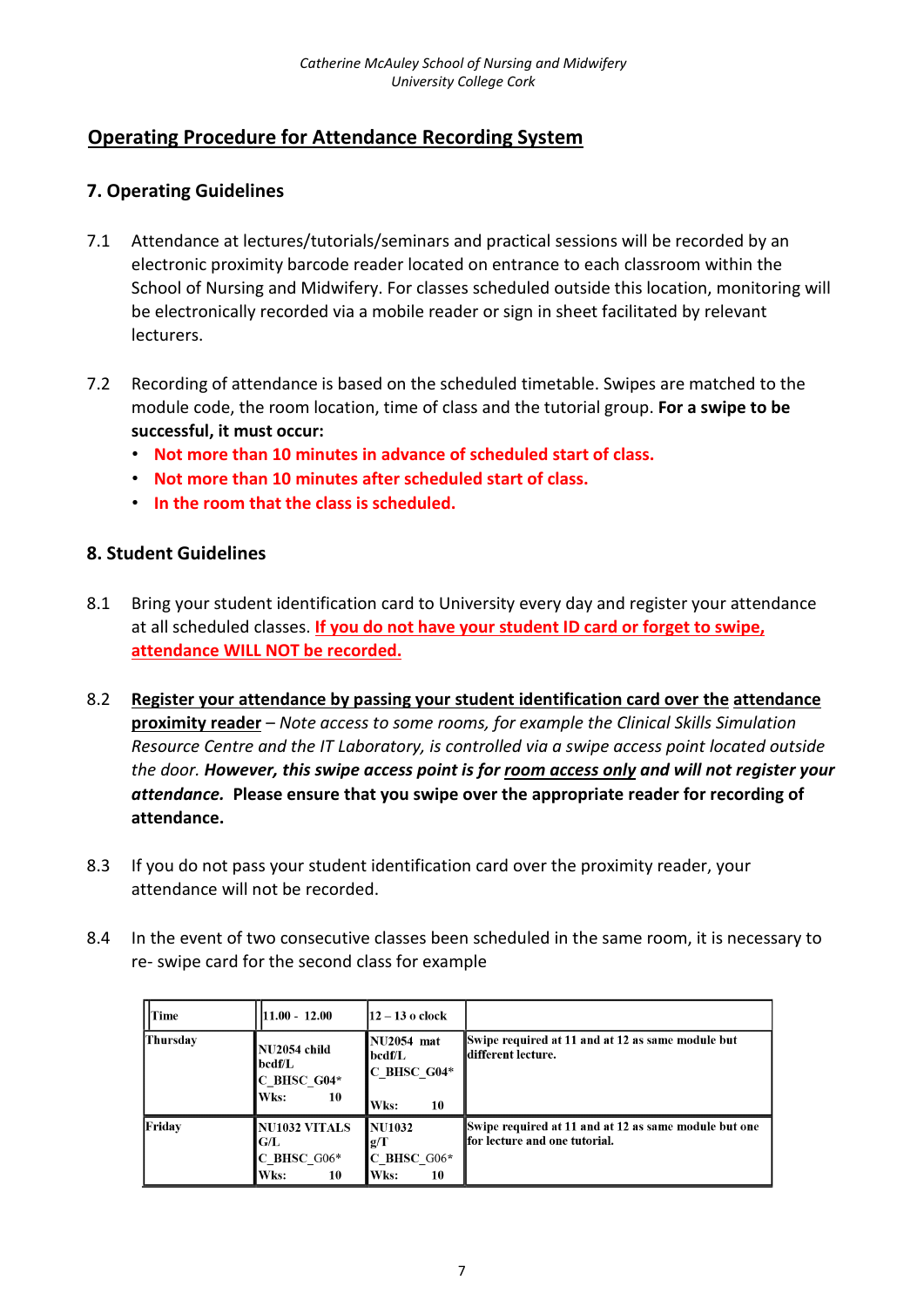## Operating Procedure for Attendance Recording System

### 7. Operating Guidelines

7.1 Attendance at lectures/tutorials/seminars and practical sessions will be recorded by an electronic proximity barcode reader located on entrance to each classroom within the School of Nursing and Midwifery. For classes scheduled outside this location, monitoring will be electronically recorded via a mobile reader or sign in sheet facilitated by relevant lecturers.

7.2 Recording of attendance is based on the scheduled timetable. Swipes are matched to the module code, the room location, time of class and the tutorial group. **For a swipe to be successful, it must occur:**

- **Not more than 10 minutes in advance of scheduled start of class.**
- **Not more than 10 minutes after scheduled start of class.**
- **In the room that the class is scheduled.**

### 8. Student Guidelines

8.1 Bring your student identification card to University every day and register your attendance at all scheduled classes. **If you do not have your student ID card or forget to swipe, attendance WILL NOT be recorded.**

8.2 **Register your attendance by passing your student identification card over the attendance proximity reader** – *Note access to some rooms, for example the Clinical Skills Simulation Resource Centre and the IT Laboratory, is controlled via a swipe access point located outside the door.* ***However, this swipe access point is for room access only and will not register your attendance.*** **Please ensure that you swipe over the appropriate reader for recording of attendance.**

8.3 If you do not pass your student identification card over the proximity reader, your attendance will not be recorded.

8.4 In the event of two consecutive classes been scheduled in the same room, it is necessary to re- swipe card for the second class for example

| Time | 11.00 - 12.00 | 12 – 13 o clock | |
|---|---|---|---|
| Thursday | NU2054 child bcdf/L C_BHSC_G04* Wks: 10 | NU2054 mat bcdf/L C_BHSC_G04* Wks: 10 | Swipe required at 11 and at 12 as same module but different lecture. |
| Friday | NU1032 VITALS G/L C_BHSC_G06* Wks: 10 | NU1032 g/T C_BHSC_G06* Wks: 10 | Swipe required at 11 and at 12 as same module but one for lecture and one tutorial. |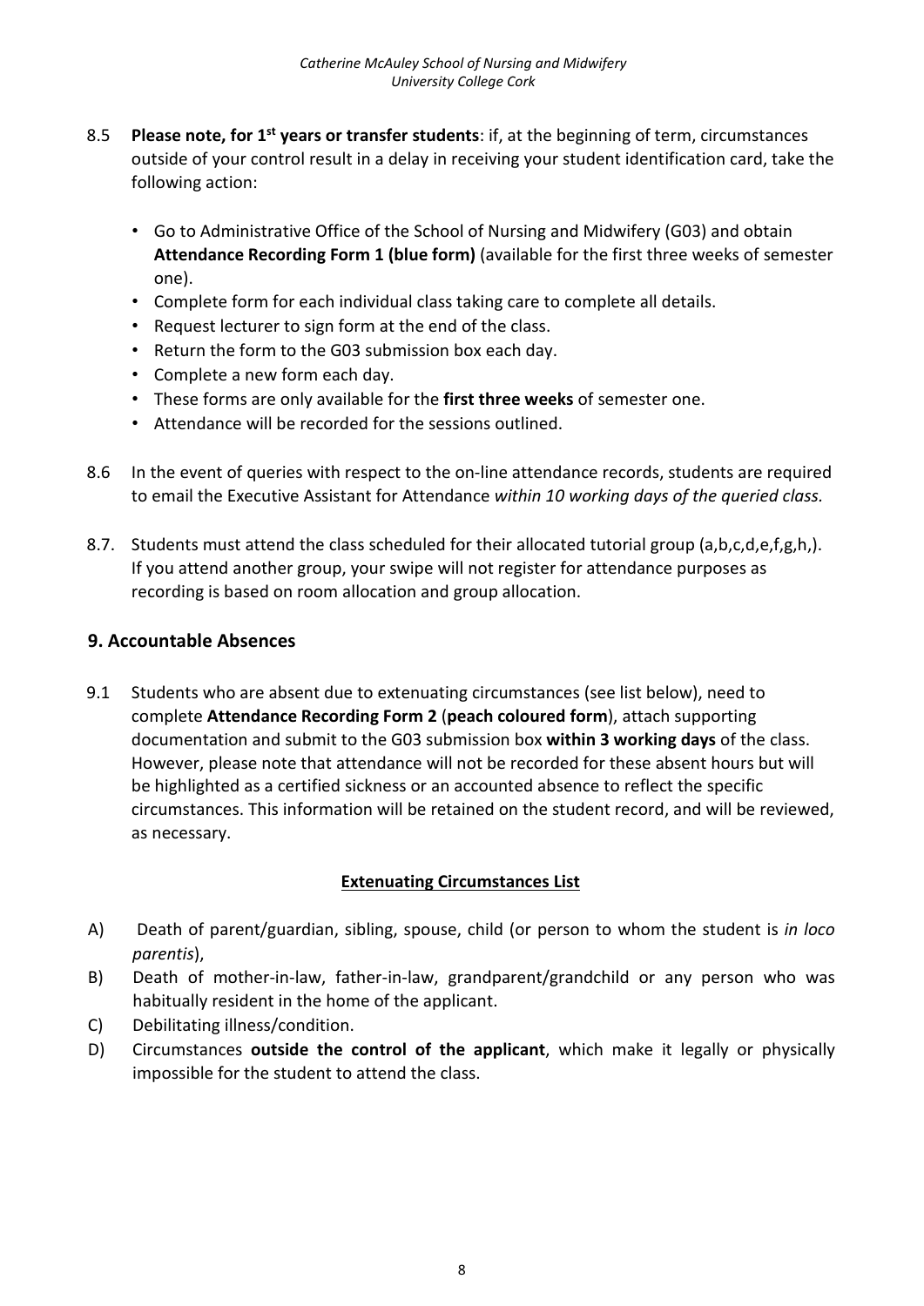8.5 **Please note, for 1st years or transfer students**: if, at the beginning of term, circumstances outside of your control result in a delay in receiving your student identification card, take the following action:

- Go to Administrative Office of the School of Nursing and Midwifery (G03) and obtain **Attendance Recording Form 1 (blue form)** (available for the first three weeks of semester one).
- Complete form for each individual class taking care to complete all details.
- Request lecturer to sign form at the end of the class.
- Return the form to the G03 submission box each day.
- Complete a new form each day.
- These forms are only available for the **first three weeks** of semester one.
- Attendance will be recorded for the sessions outlined.

8.6 In the event of queries with respect to the on-line attendance records, students are required to email the Executive Assistant for Attendance *within 10 working days of the queried class.*

8.7. Students must attend the class scheduled for their allocated tutorial group (a,b,c,d,e,f,g,h,). If you attend another group, your swipe will not register for attendance purposes as recording is based on room allocation and group allocation.

## 9. Accountable Absences

9.1 Students who are absent due to extenuating circumstances (see list below), need to complete **Attendance Recording Form 2** (**peach coloured form**), attach supporting documentation and submit to the G03 submission box **within 3 working days** of the class. However, please note that attendance will not be recorded for these absent hours but will be highlighted as a certified sickness or an accounted absence to reflect the specific circumstances. This information will be retained on the student record, and will be reviewed, as necessary.

**Extenuating Circumstances List**

A) Death of parent/guardian, sibling, spouse, child (or person to whom the student is *in loco parentis*),

B) Death of mother-in-law, father-in-law, grandparent/grandchild or any person who was habitually resident in the home of the applicant.

C) Debilitating illness/condition.

D) Circumstances **outside the control of the applicant**, which make it legally or physically impossible for the student to attend the class.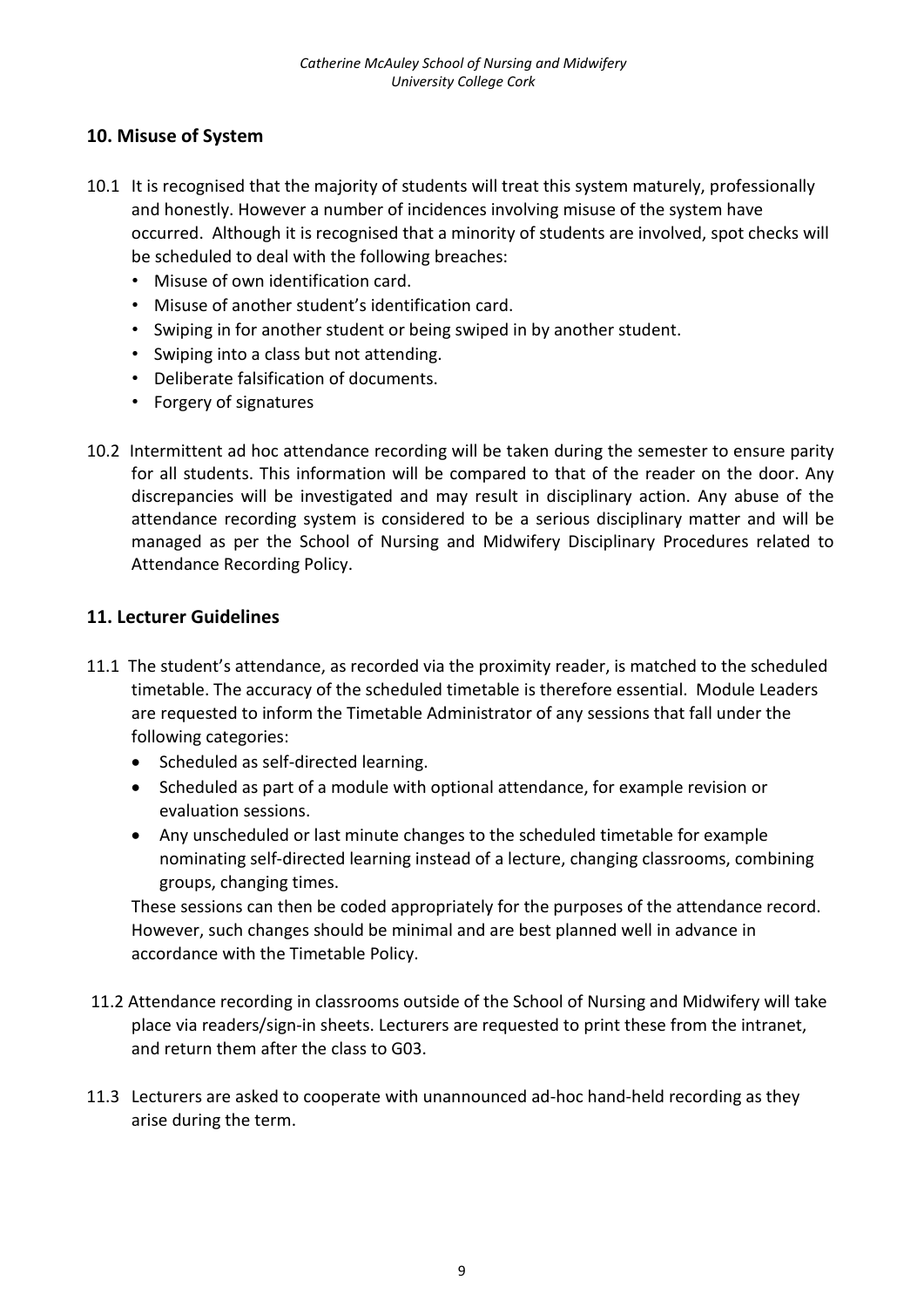## 10. Misuse of System

10.1 It is recognised that the majority of students will treat this system maturely, professionally and honestly. However a number of incidences involving misuse of the system have occurred. Although it is recognised that a minority of students are involved, spot checks will be scheduled to deal with the following breaches:

- Misuse of own identification card.
- Misuse of another student's identification card.
- Swiping in for another student or being swiped in by another student.
- Swiping into a class but not attending.
- Deliberate falsification of documents.
- Forgery of signatures

10.2 Intermittent ad hoc attendance recording will be taken during the semester to ensure parity for all students. This information will be compared to that of the reader on the door. Any discrepancies will be investigated and may result in disciplinary action. Any abuse of the attendance recording system is considered to be a serious disciplinary matter and will be managed as per the School of Nursing and Midwifery Disciplinary Procedures related to Attendance Recording Policy.

## 11. Lecturer Guidelines

11.1 The student's attendance, as recorded via the proximity reader, is matched to the scheduled timetable. The accuracy of the scheduled timetable is therefore essential. Module Leaders are requested to inform the Timetable Administrator of any sessions that fall under the following categories:

- Scheduled as self-directed learning.
- Scheduled as part of a module with optional attendance, for example revision or evaluation sessions.
- Any unscheduled or last minute changes to the scheduled timetable for example nominating self-directed learning instead of a lecture, changing classrooms, combining groups, changing times.

These sessions can then be coded appropriately for the purposes of the attendance record. However, such changes should be minimal and are best planned well in advance in accordance with the Timetable Policy.

11.2 Attendance recording in classrooms outside of the School of Nursing and Midwifery will take place via readers/sign-in sheets. Lecturers are requested to print these from the intranet, and return them after the class to G03.

11.3 Lecturers are asked to cooperate with unannounced ad-hoc hand-held recording as they arise during the term.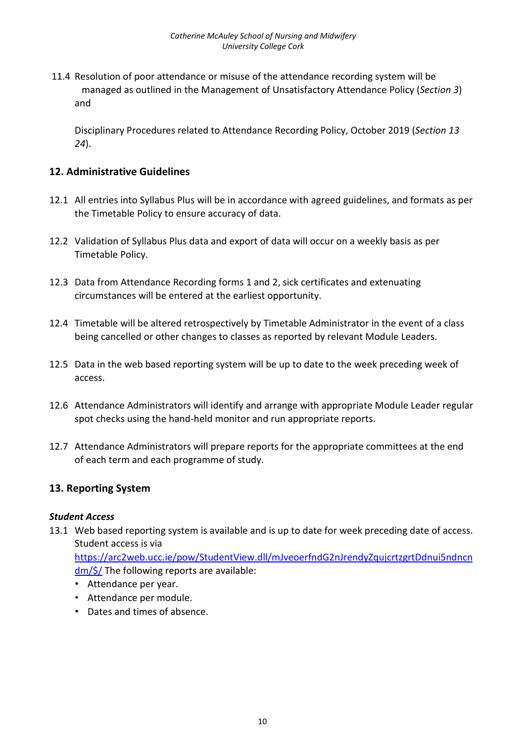11.4 Resolution of poor attendance or misuse of the attendance recording system will be managed as outlined in the Management of Unsatisfactory Attendance Policy (*Section 3*) and

Disciplinary Procedures related to Attendance Recording Policy, October 2019 (*Section 13 24*).

## 12. Administrative Guidelines

12.1 All entries into Syllabus Plus will be in accordance with agreed guidelines, and formats as per the Timetable Policy to ensure accuracy of data.

12.2 Validation of Syllabus Plus data and export of data will occur on a weekly basis as per Timetable Policy.

12.3 Data from Attendance Recording forms 1 and 2, sick certificates and extenuating circumstances will be entered at the earliest opportunity.

12.4 Timetable will be altered retrospectively by Timetable Administrator in the event of a class being cancelled or other changes to classes as reported by relevant Module Leaders.

12.5 Data in the web based reporting system will be up to date to the week preceding week of access.

12.6 Attendance Administrators will identify and arrange with appropriate Module Leader regular spot checks using the hand-held monitor and run appropriate reports.

12.7 Attendance Administrators will prepare reports for the appropriate committees at the end of each term and each programme of study.

## 13. Reporting System

### *Student Access*

13.1 Web based reporting system is available and is up to date for week preceding date of access. Student access is via https://arc2web.ucc.ie/pow/StudentView.dll/mJveoerfndG2nJrendyZqujcrtzgrtDdnui5ndncndm/$/ The following reports are available:

- Attendance per year.
- Attendance per module.
- Dates and times of absence.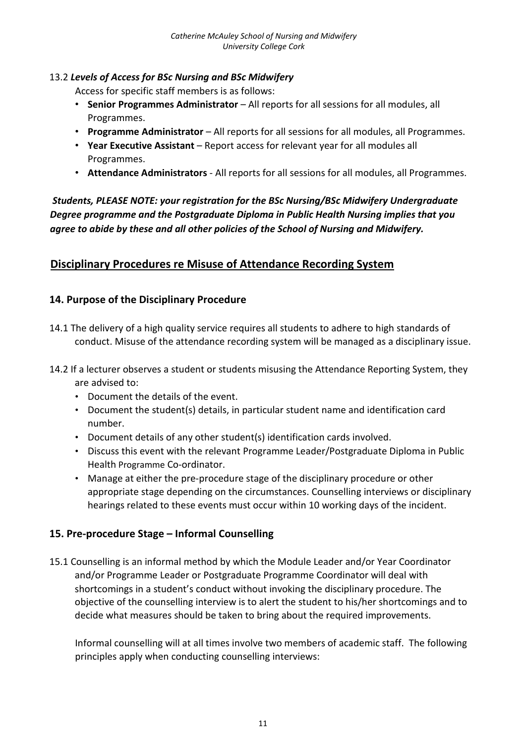13.2 ***Levels of Access for BSc Nursing and BSc Midwifery***

Access for specific staff members is as follows:

- **Senior Programmes Administrator** – All reports for all sessions for all modules, all Programmes.
- **Programme Administrator** – All reports for all sessions for all modules, all Programmes.
- **Year Executive Assistant** – Report access for relevant year for all modules all Programmes.
- **Attendance Administrators** - All reports for all sessions for all modules, all Programmes.

***Students, PLEASE NOTE: your registration for the BSc Nursing/BSc Midwifery Undergraduate Degree programme and the Postgraduate Diploma in Public Health Nursing implies that you agree to abide by these and all other policies of the School of Nursing and Midwifery.***

## Disciplinary Procedures re Misuse of Attendance Recording System

### 14. Purpose of the Disciplinary Procedure

14.1 The delivery of a high quality service requires all students to adhere to high standards of conduct. Misuse of the attendance recording system will be managed as a disciplinary issue.

14.2 If a lecturer observes a student or students misusing the Attendance Reporting System, they are advised to:

- Document the details of the event.
- Document the student(s) details, in particular student name and identification card number.
- Document details of any other student(s) identification cards involved.
- Discuss this event with the relevant Programme Leader/Postgraduate Diploma in Public Health Programme Co-ordinator.
- Manage at either the pre-procedure stage of the disciplinary procedure or other appropriate stage depending on the circumstances. Counselling interviews or disciplinary hearings related to these events must occur within 10 working days of the incident.

### 15. Pre-procedure Stage – Informal Counselling

15.1 Counselling is an informal method by which the Module Leader and/or Year Coordinator and/or Programme Leader or Postgraduate Programme Coordinator will deal with shortcomings in a student's conduct without invoking the disciplinary procedure. The objective of the counselling interview is to alert the student to his/her shortcomings and to decide what measures should be taken to bring about the required improvements.

Informal counselling will at all times involve two members of academic staff. The following principles apply when conducting counselling interviews: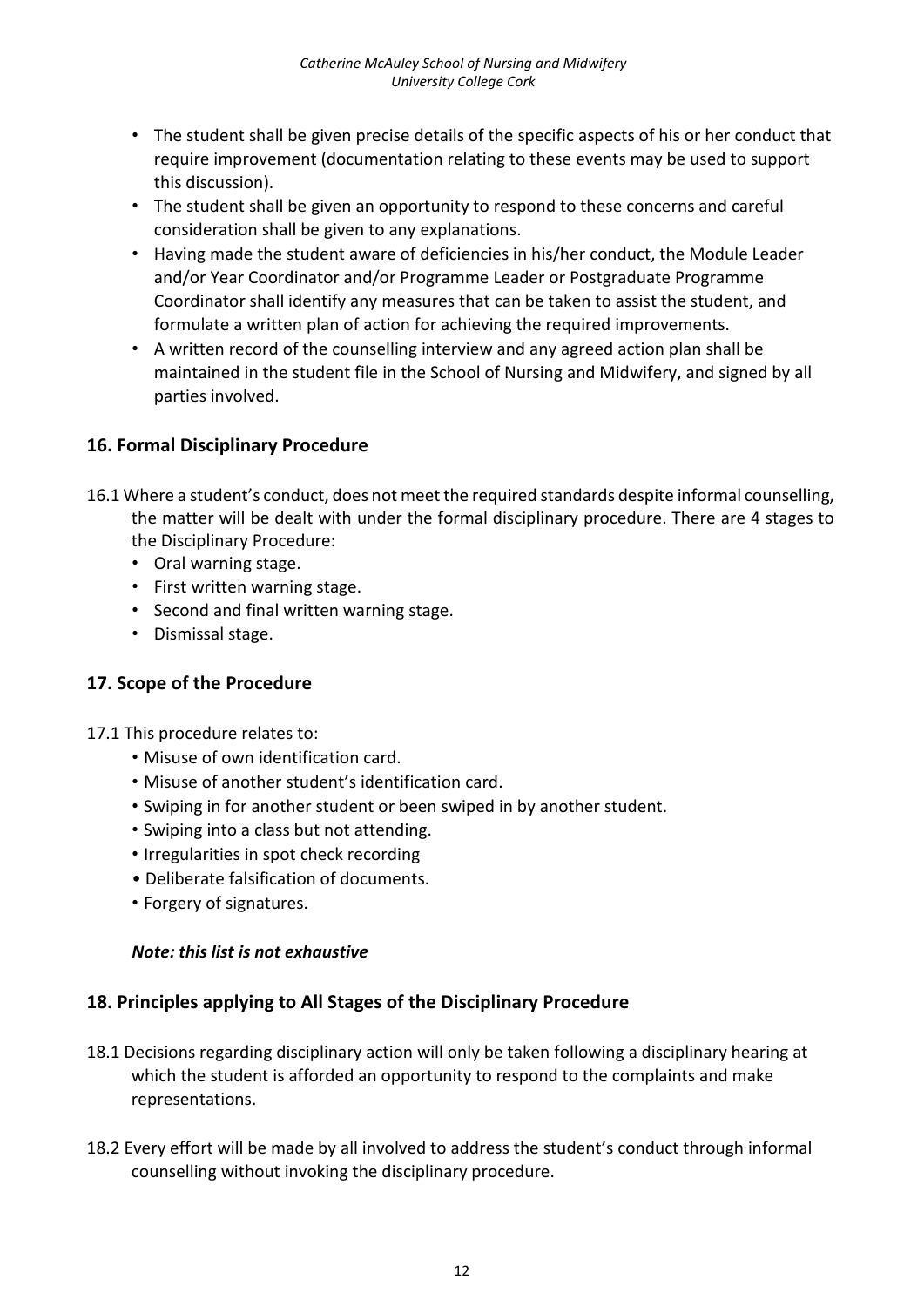- The student shall be given precise details of the specific aspects of his or her conduct that require improvement (documentation relating to these events may be used to support this discussion).
- The student shall be given an opportunity to respond to these concerns and careful consideration shall be given to any explanations.
- Having made the student aware of deficiencies in his/her conduct, the Module Leader and/or Year Coordinator and/or Programme Leader or Postgraduate Programme Coordinator shall identify any measures that can be taken to assist the student, and formulate a written plan of action for achieving the required improvements.
- A written record of the counselling interview and any agreed action plan shall be maintained in the student file in the School of Nursing and Midwifery, and signed by all parties involved.

## 16. Formal Disciplinary Procedure

16.1 Where a student's conduct, does not meet the required standards despite informal counselling, the matter will be dealt with under the formal disciplinary procedure. There are 4 stages to the Disciplinary Procedure:

- Oral warning stage.
- First written warning stage.
- Second and final written warning stage.
- Dismissal stage.

## 17. Scope of the Procedure

17.1 This procedure relates to:

- Misuse of own identification card.
- Misuse of another student's identification card.
- Swiping in for another student or been swiped in by another student.
- Swiping into a class but not attending.
- Irregularities in spot check recording
- Deliberate falsification of documents.
- Forgery of signatures.

***Note: this list is not exhaustive***

## 18. Principles applying to All Stages of the Disciplinary Procedure

18.1 Decisions regarding disciplinary action will only be taken following a disciplinary hearing at which the student is afforded an opportunity to respond to the complaints and make representations.

18.2 Every effort will be made by all involved to address the student's conduct through informal counselling without invoking the disciplinary procedure.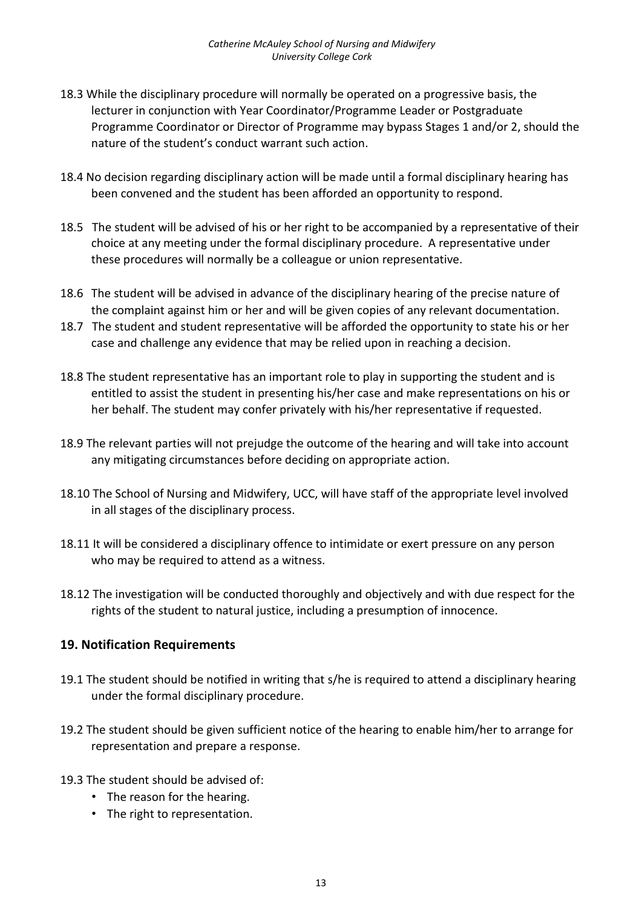18.3 While the disciplinary procedure will normally be operated on a progressive basis, the lecturer in conjunction with Year Coordinator/Programme Leader or Postgraduate Programme Coordinator or Director of Programme may bypass Stages 1 and/or 2, should the nature of the student's conduct warrant such action.

18.4 No decision regarding disciplinary action will be made until a formal disciplinary hearing has been convened and the student has been afforded an opportunity to respond.

18.5 The student will be advised of his or her right to be accompanied by a representative of their choice at any meeting under the formal disciplinary procedure. A representative under these procedures will normally be a colleague or union representative.

18.6 The student will be advised in advance of the disciplinary hearing of the precise nature of the complaint against him or her and will be given copies of any relevant documentation.

18.7 The student and student representative will be afforded the opportunity to state his or her case and challenge any evidence that may be relied upon in reaching a decision.

18.8 The student representative has an important role to play in supporting the student and is entitled to assist the student in presenting his/her case and make representations on his or her behalf. The student may confer privately with his/her representative if requested.

18.9 The relevant parties will not prejudge the outcome of the hearing and will take into account any mitigating circumstances before deciding on appropriate action.

18.10 The School of Nursing and Midwifery, UCC, will have staff of the appropriate level involved in all stages of the disciplinary process.

18.11 It will be considered a disciplinary offence to intimidate or exert pressure on any person who may be required to attend as a witness.

18.12 The investigation will be conducted thoroughly and objectively and with due respect for the rights of the student to natural justice, including a presumption of innocence.

## 19. Notification Requirements

19.1 The student should be notified in writing that s/he is required to attend a disciplinary hearing under the formal disciplinary procedure.

19.2 The student should be given sufficient notice of the hearing to enable him/her to arrange for representation and prepare a response.

19.3 The student should be advised of:

- The reason for the hearing.
- The right to representation.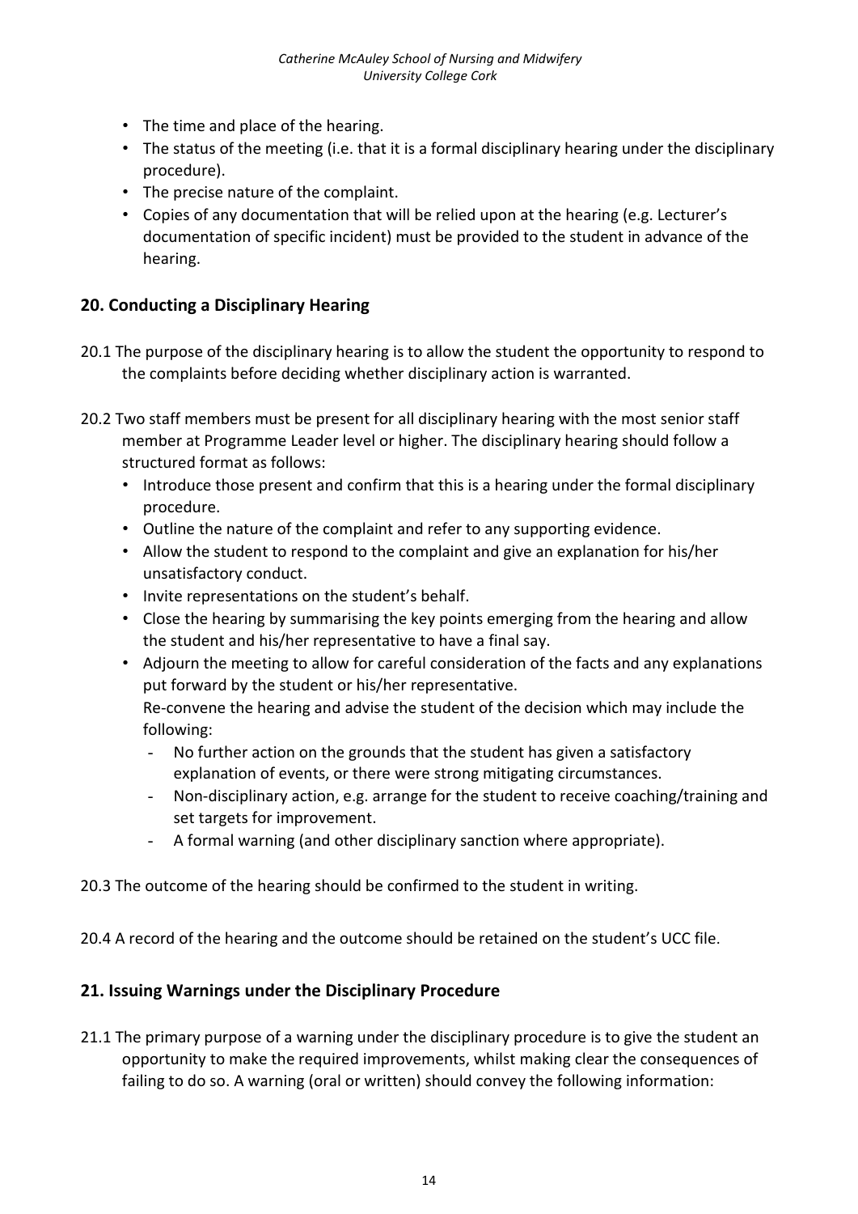- The time and place of the hearing.
- The status of the meeting (i.e. that it is a formal disciplinary hearing under the disciplinary procedure).
- The precise nature of the complaint.
- Copies of any documentation that will be relied upon at the hearing (e.g. Lecturer's documentation of specific incident) must be provided to the student in advance of the hearing.

## 20. Conducting a Disciplinary Hearing

20.1 The purpose of the disciplinary hearing is to allow the student the opportunity to respond to the complaints before deciding whether disciplinary action is warranted.

20.2 Two staff members must be present for all disciplinary hearing with the most senior staff member at Programme Leader level or higher. The disciplinary hearing should follow a structured format as follows:

- Introduce those present and confirm that this is a hearing under the formal disciplinary procedure.
- Outline the nature of the complaint and refer to any supporting evidence.
- Allow the student to respond to the complaint and give an explanation for his/her unsatisfactory conduct.
- Invite representations on the student's behalf.
- Close the hearing by summarising the key points emerging from the hearing and allow the student and his/her representative to have a final say.
- Adjourn the meeting to allow for careful consideration of the facts and any explanations put forward by the student or his/her representative.
  Re-convene the hearing and advise the student of the decision which may include the following:
  - No further action on the grounds that the student has given a satisfactory explanation of events, or there were strong mitigating circumstances.
  - Non-disciplinary action, e.g. arrange for the student to receive coaching/training and set targets for improvement.
  - A formal warning (and other disciplinary sanction where appropriate).

20.3 The outcome of the hearing should be confirmed to the student in writing.

20.4 A record of the hearing and the outcome should be retained on the student's UCC file.

## 21. Issuing Warnings under the Disciplinary Procedure

21.1 The primary purpose of a warning under the disciplinary procedure is to give the student an opportunity to make the required improvements, whilst making clear the consequences of failing to do so. A warning (oral or written) should convey the following information: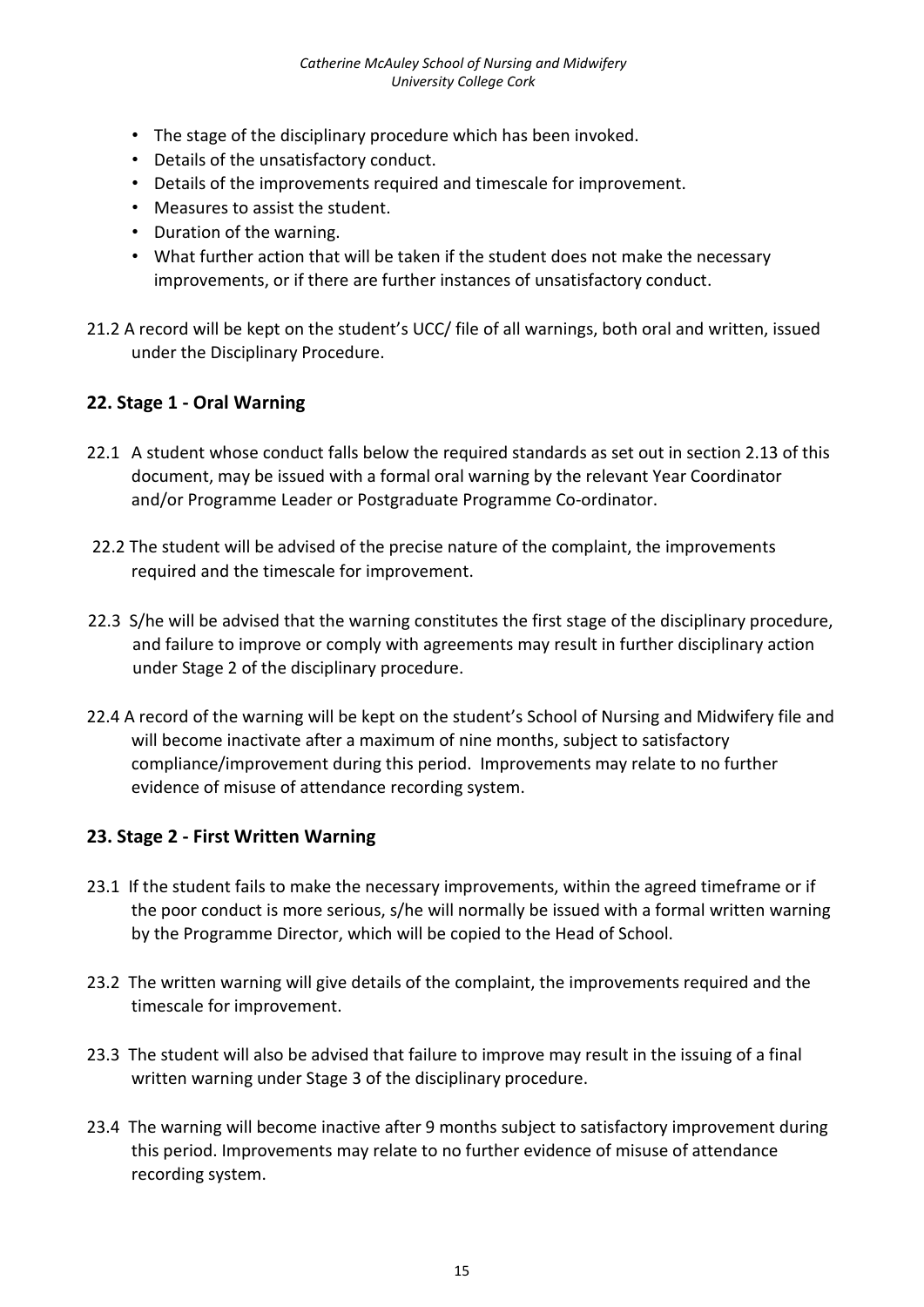- The stage of the disciplinary procedure which has been invoked.
- Details of the unsatisfactory conduct.
- Details of the improvements required and timescale for improvement.
- Measures to assist the student.
- Duration of the warning.
- What further action that will be taken if the student does not make the necessary improvements, or if there are further instances of unsatisfactory conduct.

21.2 A record will be kept on the student's UCC/ file of all warnings, both oral and written, issued under the Disciplinary Procedure.

## 22. Stage 1 - Oral Warning

22.1 A student whose conduct falls below the required standards as set out in section 2.13 of this document, may be issued with a formal oral warning by the relevant Year Coordinator and/or Programme Leader or Postgraduate Programme Co-ordinator.

22.2 The student will be advised of the precise nature of the complaint, the improvements required and the timescale for improvement.

22.3 S/he will be advised that the warning constitutes the first stage of the disciplinary procedure, and failure to improve or comply with agreements may result in further disciplinary action under Stage 2 of the disciplinary procedure.

22.4 A record of the warning will be kept on the student's School of Nursing and Midwifery file and will become inactivate after a maximum of nine months, subject to satisfactory compliance/improvement during this period. Improvements may relate to no further evidence of misuse of attendance recording system.

## 23. Stage 2 - First Written Warning

23.1 If the student fails to make the necessary improvements, within the agreed timeframe or if the poor conduct is more serious, s/he will normally be issued with a formal written warning by the Programme Director, which will be copied to the Head of School.

23.2 The written warning will give details of the complaint, the improvements required and the timescale for improvement.

23.3 The student will also be advised that failure to improve may result in the issuing of a final written warning under Stage 3 of the disciplinary procedure.

23.4 The warning will become inactive after 9 months subject to satisfactory improvement during this period. Improvements may relate to no further evidence of misuse of attendance recording system.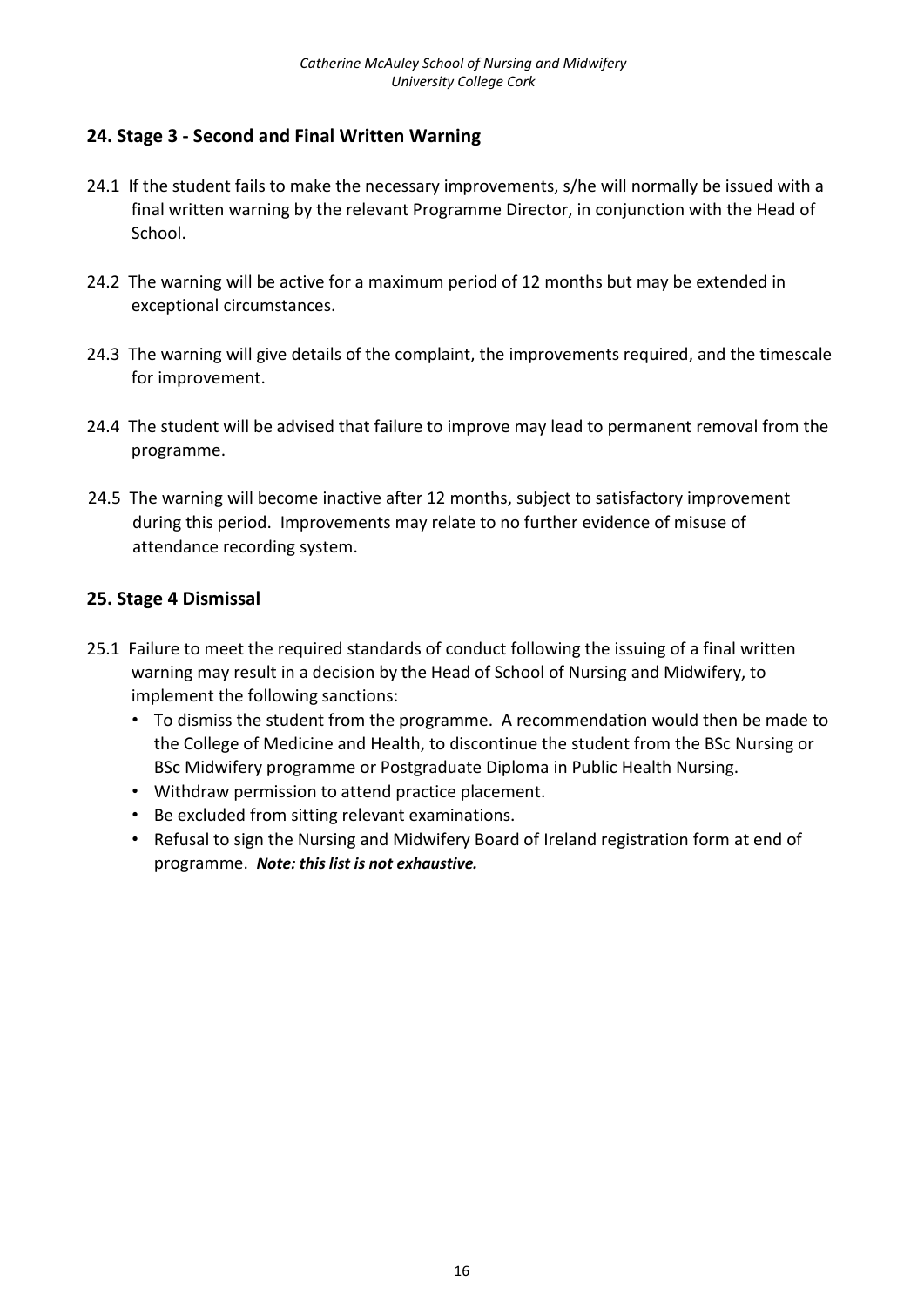## 24. Stage 3 - Second and Final Written Warning

24.1 If the student fails to make the necessary improvements, s/he will normally be issued with a final written warning by the relevant Programme Director, in conjunction with the Head of School.

24.2 The warning will be active for a maximum period of 12 months but may be extended in exceptional circumstances.

24.3 The warning will give details of the complaint, the improvements required, and the timescale for improvement.

24.4 The student will be advised that failure to improve may lead to permanent removal from the programme.

24.5 The warning will become inactive after 12 months, subject to satisfactory improvement during this period. Improvements may relate to no further evidence of misuse of attendance recording system.

## 25. Stage 4 Dismissal

25.1 Failure to meet the required standards of conduct following the issuing of a final written warning may result in a decision by the Head of School of Nursing and Midwifery, to implement the following sanctions:

- To dismiss the student from the programme. A recommendation would then be made to the College of Medicine and Health, to discontinue the student from the BSc Nursing or BSc Midwifery programme or Postgraduate Diploma in Public Health Nursing.
- Withdraw permission to attend practice placement.
- Be excluded from sitting relevant examinations.
- Refusal to sign the Nursing and Midwifery Board of Ireland registration form at end of programme. ***Note: this list is not exhaustive.***